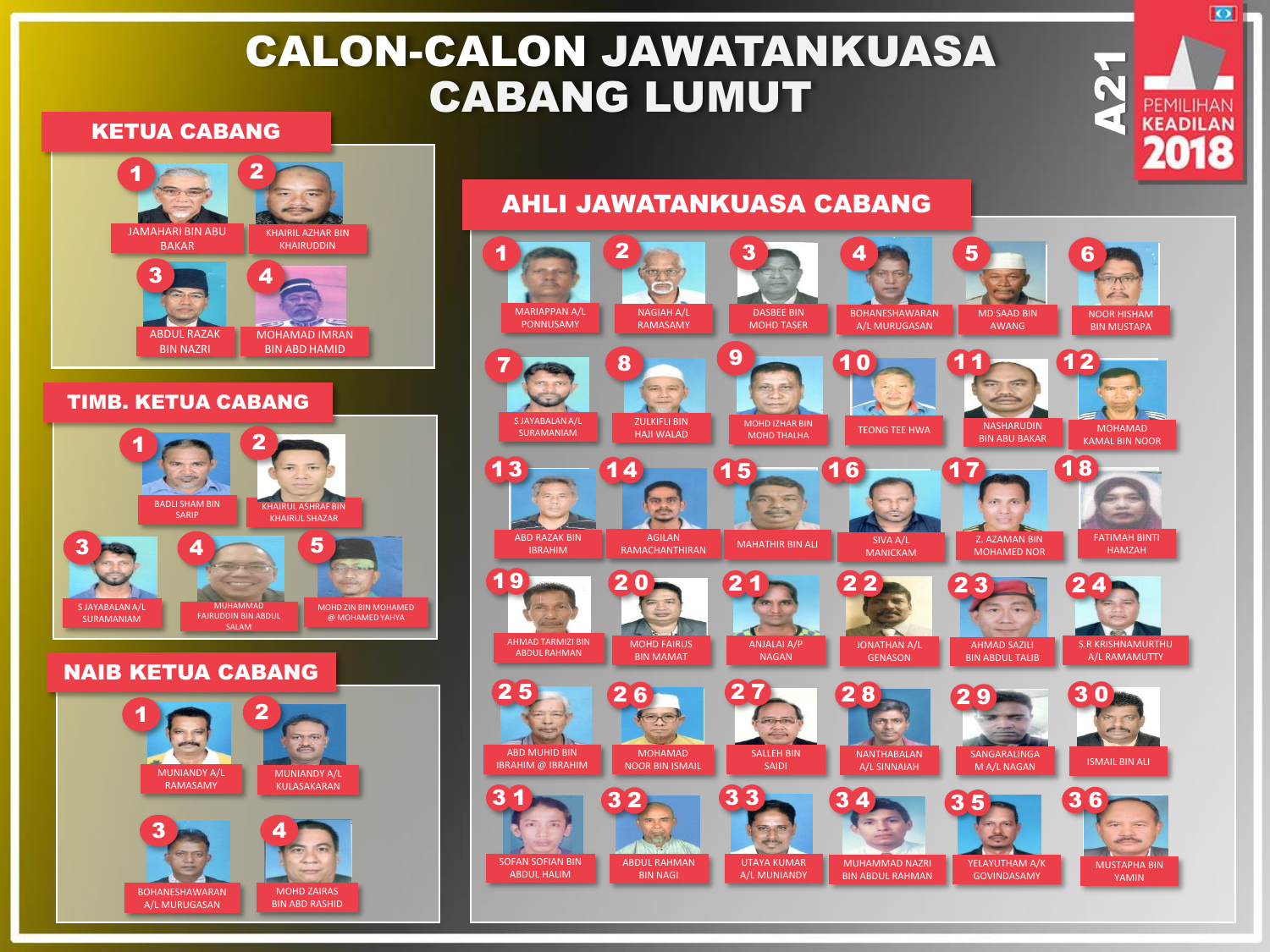# CALON-CALON JAWATANKUASA CABANG LUMUT

A21 PEMILIHAN KEADILAN 2018

## KETUA CABANG

1. JAMAHARI BIN ABU BAKAR
2. KHAIRIL AZHAR BIN KHAIRUDDIN
3. ABDUL RAZAK BIN NAZRI
4. MOHAMAD IMRAN BIN ABD HAMID

## TIMB. KETUA CABANG

1. BADLI SHAM BIN SARIP
2. KHAIRUL ASHRAF BIN KHAIRUL SHAZAR
3. S JAYABALAN A/L SURAMANIAM
4. MUHAMMAD FAJRUDDIN BIN ABDUL SALAM
5. MOHD ZIN BIN MOHAMED @ MOHAMED YAHYA

## NAIB KETUA CABANG

1. MUNIANDY A/L RAMASAMY
2. MUNIANDY A/L KULASAKARAN
3. BOHANESHAWARAN A/L MURUGASAN
4. MOHD ZAIRAS BIN ABD RASHID

## AHLI JAWATANKUASA CABANG

1. MARIAPPAN A/L PONNUSAMY
2. NAGIAH A/L RAMASAMY
3. DASBEE BIN MOHD TASER
4. BOHANESHAWARAN A/L MURUGASAN
5. MD SAAD BIN AWANG
6. NOOR HISHAM BIN MUSTAPA
7. S JAYABALAN A/L SURAMANIAM
8. ZULKIFLI BIN HAJI WALAD
9. MOHD IZHAR BIN MOHD THALHA
10. TEONG TEE HWA
11. NASHARUDIN BIN ABU BAKAR
12. MOHAMAD KAMAL BIN NOOR
13. ABD RAZAK BIN IBRAHIM
14. AGILAN RAMACHANTHIRAN
15. MAHATHIR BIN ALI
16. SIVA A/L MANICKAM
17. Z. AZAMAN BIN MOHAMED NOR
18. FATIMAH BINTI HAMZAH
19. AHMAD TARMIZI BIN ABDUL RAHMAN
20. MOHD FAIRUS BIN MAMAT
21. ANJALAI A/P NAGAN
22. JONATHAN A/L GENASON
23. AHMAD SAZILI BIN ABDUL TALIB
24. S.R KRISHNAMURTHU A/L RAMAMUTTY
25. ABD MUHID BIN IBRAHIM @ IBRAHIM
26. MOHAMAD NOOR BIN ISMAIL
27. SALLEH BIN SAIDI
28. NANTHABALAN A/L SINNAIAH
29. SANGARALINGA M A/L NAGAN
30. ISMAIL BIN ALI
31. SOFAN SOFIAN BIN ABDUL HALIM
32. ABDUL RAHMAN BIN NAGI
33. UTAYA KUMAR A/L MUNIANDY
34. MUHAMMAD NAZRI BIN ABDUL RAHMAN
35. YELAYUTHAM A/K GOVINDASAMY
36. MUSTAPHA BIN YAMIN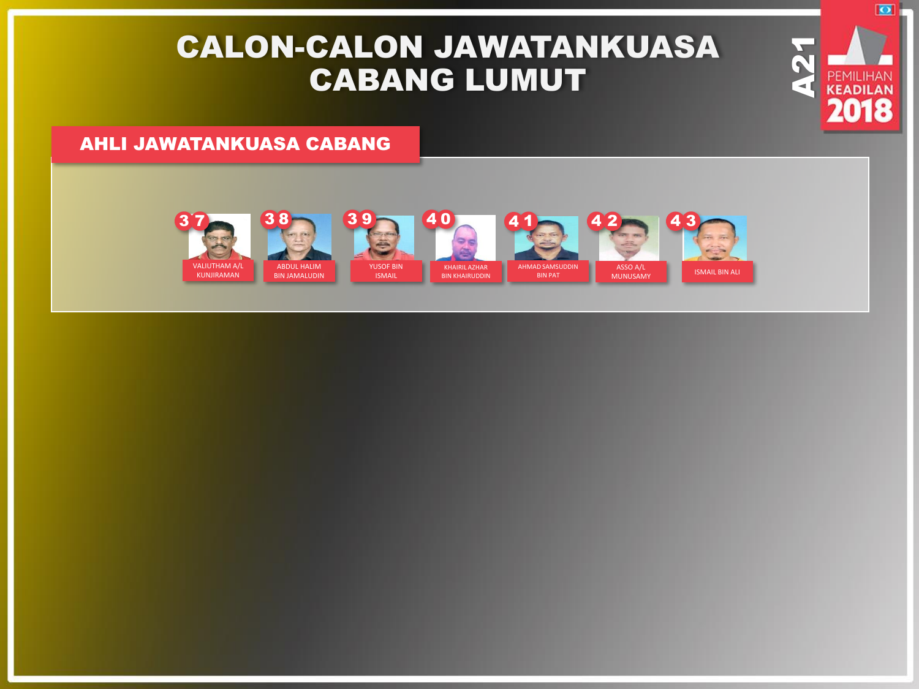# CALON-CALON JAWATANKUASA CABANG LUMUT

A21

PEMILIHAN KEADILAN 2018

## AHLI JAWATANKUASA CABANG

37. VALIUTHAM A/L KUNJIRAMAN
38. ABDUL HALIM BIN JAMALUDIN
39. YUSOF BIN ISMAIL
40. KHAIRIL AZHAR BIN KHAIRUDDIN
41. AHMAD SAMSUDDIN BIN PAT
42. ASSO A/L MUNUSAMY
43. ISMAIL BIN ALI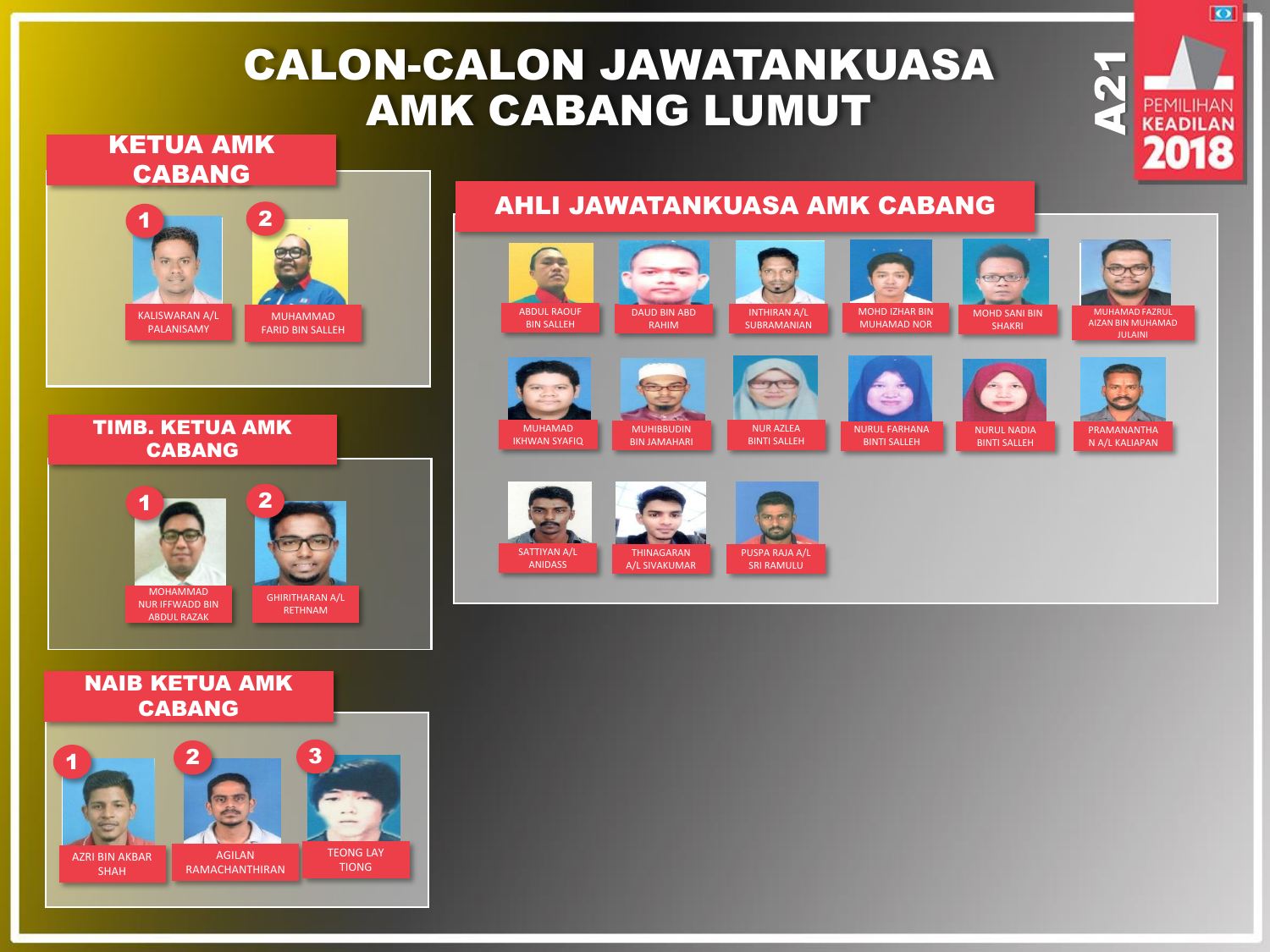# CALON-CALON JAWATANKUASA AMK CABANG LUMUT

A21

PEMILIHAN KEADILAN 2018

## KETUA AMK CABANG

1. KALISWARAN A/L PALANISAMY
2. MUHAMMAD FARID BIN SALLEH

## TIMB. KETUA AMK CABANG

1. MOHAMMAD NUR IFFWADD BIN ABDUL RAZAK
2. GHIRITHARAN A/L RETHNAM

## NAIB KETUA AMK CABANG

1. AZRI BIN AKBAR SHAH
2. AGILAN RAMACHANTHIRAN
3. TEONG LAY TIONG

## AHLI JAWATANKUASA AMK CABANG

- ABDUL RAOUF BIN SALLEH
- DAUD BIN ABD RAHIM
- INTHIRAN A/L SUBRAMANIAN
- MOHD IZHAR BIN MUHAMAD NOR
- MOHD SANI BIN SHAKRI
- MUHAMAD FAZRUL AIZAN BIN MUHAMAD JULAINI
- MUHAMAD IKHWAN SYAFIQ
- MUHIBBUDIN BIN JAMAHARI
- NUR AZLEA BINTI SALLEH
- NURUL FARHANA BINTI SALLEH
- NURUL NADIA BINTI SALLEH
- PRAMANANTHAN A/L KALIAPAN
- SATTIYAN A/L ANIDASS
- THINAGARAN A/L SIVAKUMAR
- PUSPA RAJA A/L SRI RAMULU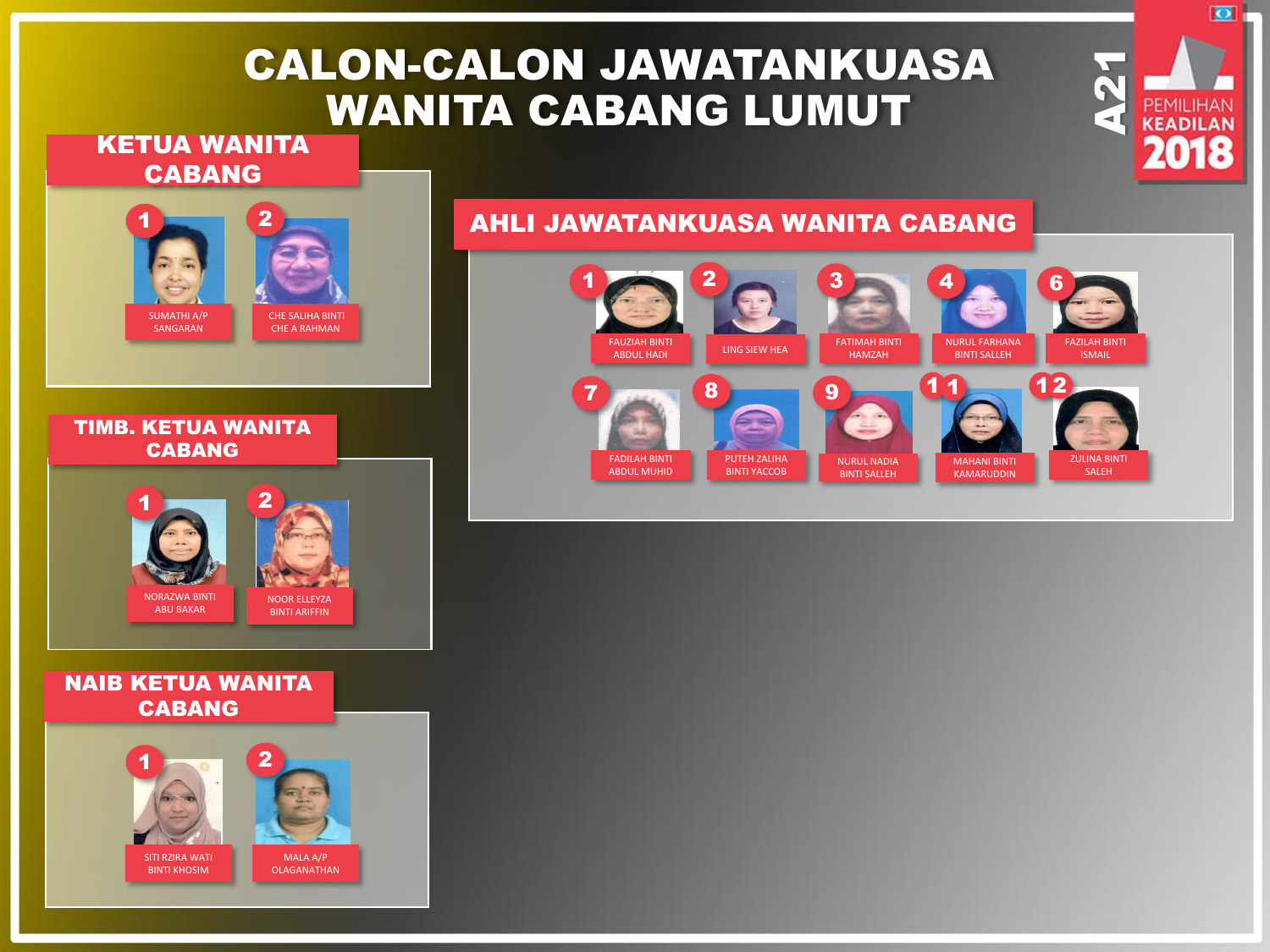# CALON-CALON JAWATANKUASA WANITA CABANG LUMUT

A21

PEMILIHAN KEADILAN 2018

## KETUA WANITA CABANG

1. SUMATHI A/P SANGARAN
2. CHE SALIHA BINTI CHE A RAHMAN

## TIMB. KETUA WANITA CABANG

1. NORAZWA BINTI ABU BAKAR
2. NOOR ELLEYZA BINTI ARIFFIN

## NAIB KETUA WANITA CABANG

1. SITI RZIRA WATI BINTI KHOSIM
2. MALA A/P OLAGANATHAN

## AHLI JAWATANKUASA WANITA CABANG

1 FAUZIAH BINTI ABDUL HADI

2 LING SIEW HEA

3 FATIMAH BINTI HAMZAH

4 NURUL FARHANA BINTI SALLEH

6 FAZILAH BINTI ISMAIL

7 FADILAH BINTI ABDUL MUHID

8 PUTEH ZALIHA BINTI YACCOB

9 NURUL NADIA BINTI SALLEH

11 MAHANI BINTI KAMARUDDIN

12 ZULINA BINTI SALEH